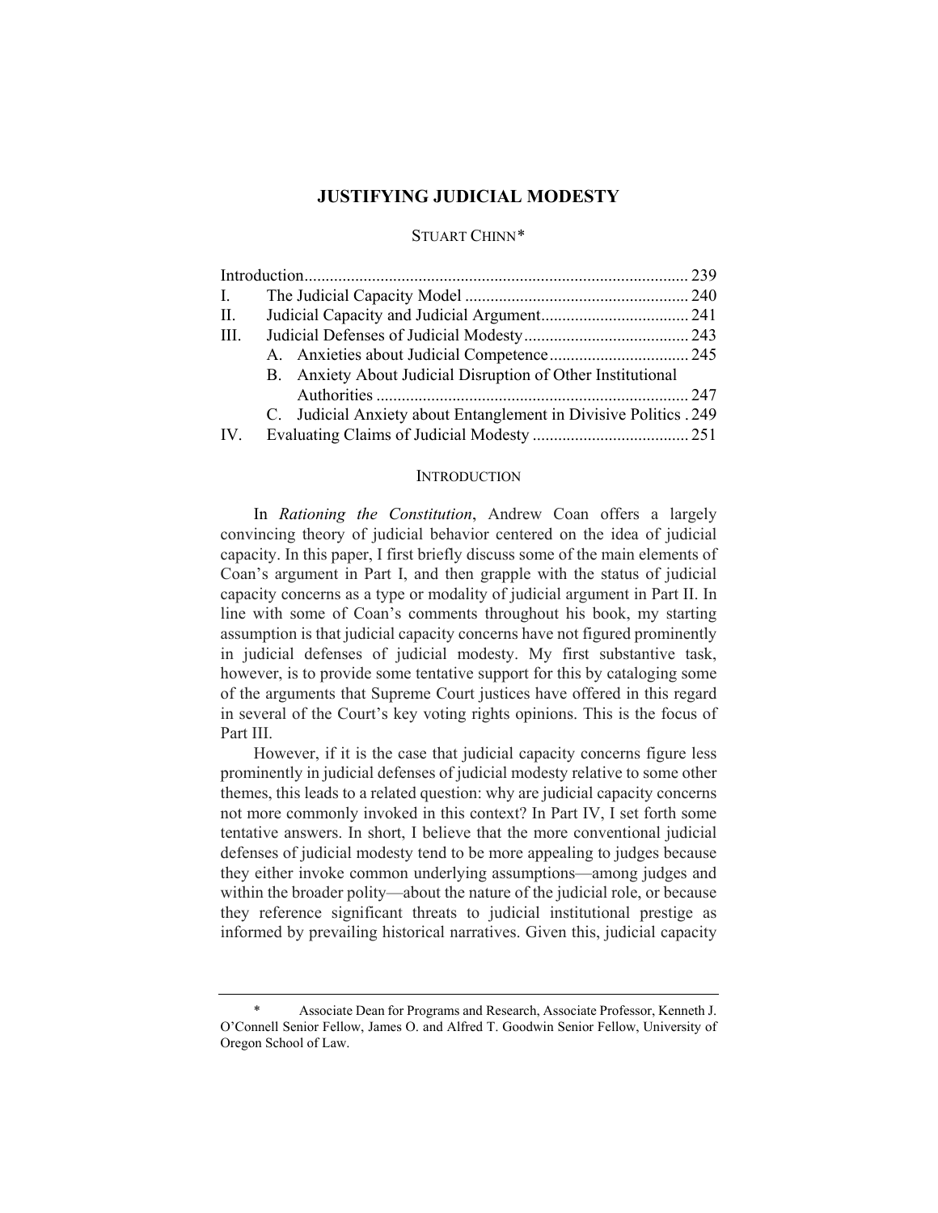# JUSTIFYING JUDICIAL MODESTY

STUART CHINN*

| | | |
|---|---|---|
| Introduction | | 239 |
| I. | The Judicial Capacity Model | 240 |
| II. | Judicial Capacity and Judicial Argument | 241 |
| III. | Judicial Defenses of Judicial Modesty | 243 |
| | A. Anxieties about Judicial Competence | 245 |
| | B. Anxiety About Judicial Disruption of Other Institutional Authorities | 247 |
| | C. Judicial Anxiety about Entanglement in Divisive Politics | 249 |
| IV. | Evaluating Claims of Judicial Modesty | 251 |

## INTRODUCTION

In *Rationing the Constitution*, Andrew Coan offers a largely convincing theory of judicial behavior centered on the idea of judicial capacity. In this paper, I first briefly discuss some of the main elements of Coan's argument in Part I, and then grapple with the status of judicial capacity concerns as a type or modality of judicial argument in Part II. In line with some of Coan's comments throughout his book, my starting assumption is that judicial capacity concerns have not figured prominently in judicial defenses of judicial modesty. My first substantive task, however, is to provide some tentative support for this by cataloging some of the arguments that Supreme Court justices have offered in this regard in several of the Court's key voting rights opinions. This is the focus of Part III.

However, if it is the case that judicial capacity concerns figure less prominently in judicial defenses of judicial modesty relative to some other themes, this leads to a related question: why are judicial capacity concerns not more commonly invoked in this context? In Part IV, I set forth some tentative answers. In short, I believe that the more conventional judicial defenses of judicial modesty tend to be more appealing to judges because they either invoke common underlying assumptions—among judges and within the broader polity—about the nature of the judicial role, or because they reference significant threats to judicial institutional prestige as informed by prevailing historical narratives. Given this, judicial capacity

---

\* Associate Dean for Programs and Research, Associate Professor, Kenneth J. O'Connell Senior Fellow, James O. and Alfred T. Goodwin Senior Fellow, University of Oregon School of Law.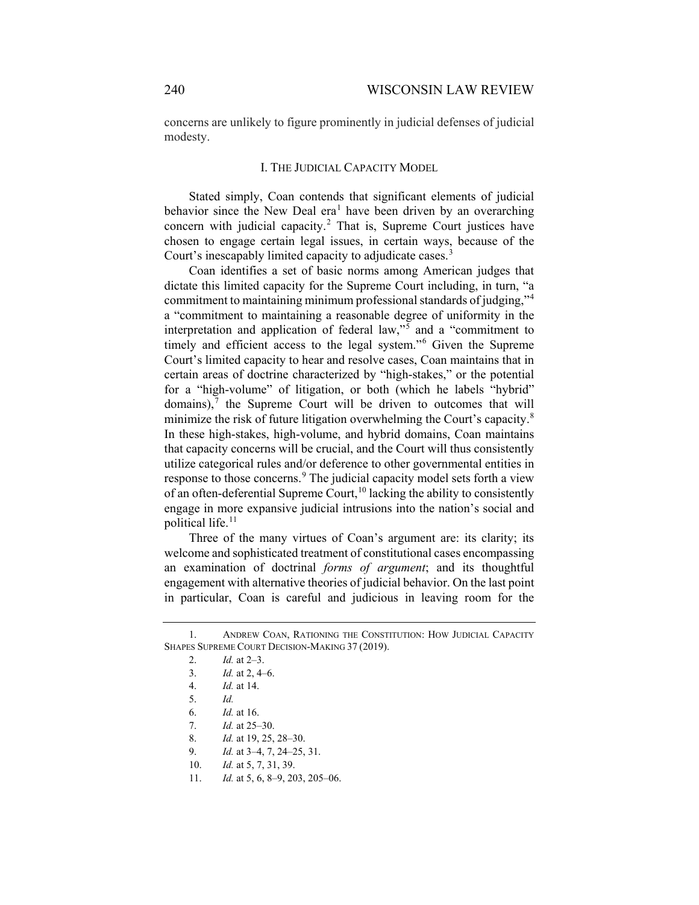concerns are unlikely to figure prominently in judicial defenses of judicial modesty.

## I. The Judicial Capacity Model

Stated simply, Coan contends that significant elements of judicial behavior since the New Deal era[1] have been driven by an overarching concern with judicial capacity.[2] That is, Supreme Court justices have chosen to engage certain legal issues, in certain ways, because of the Court's inescapably limited capacity to adjudicate cases.[3]

Coan identifies a set of basic norms among American judges that dictate this limited capacity for the Supreme Court including, in turn, "a commitment to maintaining minimum professional standards of judging,"[4] a "commitment to maintaining a reasonable degree of uniformity in the interpretation and application of federal law,"[5] and a "commitment to timely and efficient access to the legal system."[6] Given the Supreme Court's limited capacity to hear and resolve cases, Coan maintains that in certain areas of doctrine characterized by "high-stakes," or the potential for a "high-volume" of litigation, or both (which he labels "hybrid" domains),[7] the Supreme Court will be driven to outcomes that will minimize the risk of future litigation overwhelming the Court's capacity.[8] In these high-stakes, high-volume, and hybrid domains, Coan maintains that capacity concerns will be crucial, and the Court will thus consistently utilize categorical rules and/or deference to other governmental entities in response to those concerns.[9] The judicial capacity model sets forth a view of an often-deferential Supreme Court,[10] lacking the ability to consistently engage in more expansive judicial intrusions into the nation's social and political life.[11]

Three of the many virtues of Coan's argument are: its clarity; its welcome and sophisticated treatment of constitutional cases encompassing an examination of doctrinal *forms of argument*; and its thoughtful engagement with alternative theories of judicial behavior. On the last point in particular, Coan is careful and judicious in leaving room for the

---

1. Andrew Coan, Rationing the Constitution: How Judicial Capacity Shapes Supreme Court Decision-Making 37 (2019).
2. *Id.* at 2–3.
3. *Id.* at 2, 4–6.
4. *Id.* at 14.
5. *Id.*
6. *Id.* at 16.
7. *Id.* at 25–30.
8. *Id.* at 19, 25, 28–30.
9. *Id.* at 3–4, 7, 24–25, 31.
10. *Id.* at 5, 7, 31, 39.
11. *Id.* at 5, 6, 8–9, 203, 205–06.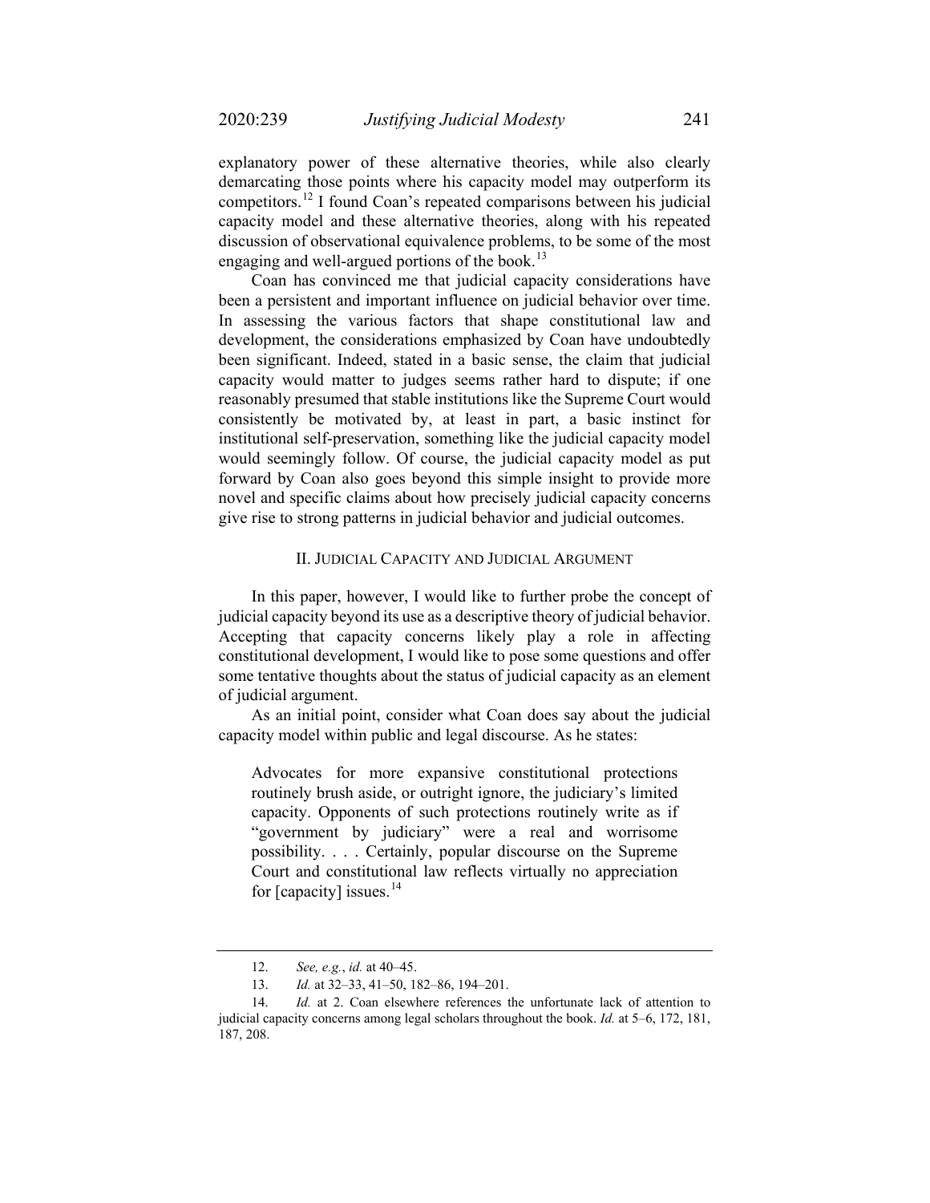explanatory power of these alternative theories, while also clearly demarcating those points where his capacity model may outperform its competitors.[12] I found Coan's repeated comparisons between his judicial capacity model and these alternative theories, along with his repeated discussion of observational equivalence problems, to be some of the most engaging and well-argued portions of the book.[13]

Coan has convinced me that judicial capacity considerations have been a persistent and important influence on judicial behavior over time. In assessing the various factors that shape constitutional law and development, the considerations emphasized by Coan have undoubtedly been significant. Indeed, stated in a basic sense, the claim that judicial capacity would matter to judges seems rather hard to dispute; if one reasonably presumed that stable institutions like the Supreme Court would consistently be motivated by, at least in part, a basic instinct for institutional self-preservation, something like the judicial capacity model would seemingly follow. Of course, the judicial capacity model as put forward by Coan also goes beyond this simple insight to provide more novel and specific claims about how precisely judicial capacity concerns give rise to strong patterns in judicial behavior and judicial outcomes.

## II. Judicial Capacity and Judicial Argument

In this paper, however, I would like to further probe the concept of judicial capacity beyond its use as a descriptive theory of judicial behavior. Accepting that capacity concerns likely play a role in affecting constitutional development, I would like to pose some questions and offer some tentative thoughts about the status of judicial capacity as an element of judicial argument.

As an initial point, consider what Coan does say about the judicial capacity model within public and legal discourse. As he states:

> Advocates for more expansive constitutional protections routinely brush aside, or outright ignore, the judiciary's limited capacity. Opponents of such protections routinely write as if "government by judiciary" were a real and worrisome possibility. . . . Certainly, popular discourse on the Supreme Court and constitutional law reflects virtually no appreciation for [capacity] issues.[14]

---

12. *See, e.g.*, *id.* at 40–45.

13. *Id.* at 32–33, 41–50, 182–86, 194–201.

14. *Id.* at 2. Coan elsewhere references the unfortunate lack of attention to judicial capacity concerns among legal scholars throughout the book. *Id.* at 5–6, 172, 181, 187, 208.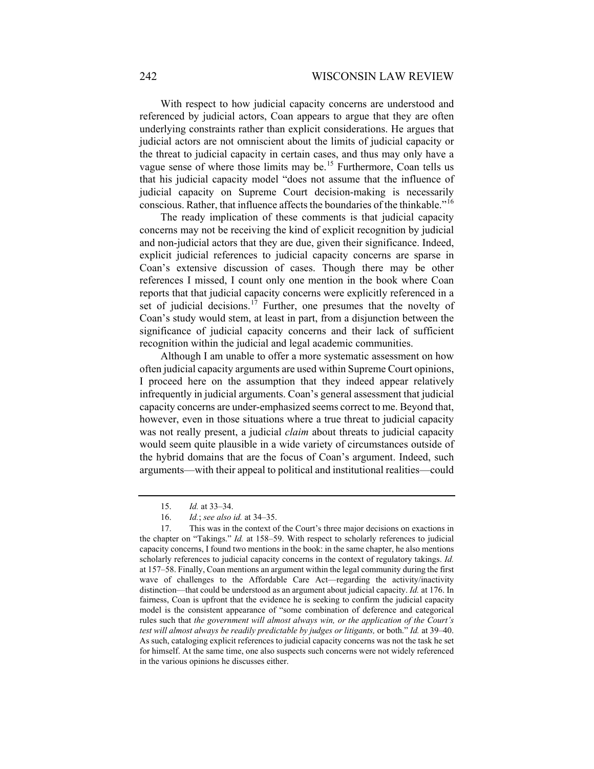With respect to how judicial capacity concerns are understood and referenced by judicial actors, Coan appears to argue that they are often underlying constraints rather than explicit considerations. He argues that judicial actors are not omniscient about the limits of judicial capacity or the threat to judicial capacity in certain cases, and thus may only have a vague sense of where those limits may be.[15] Furthermore, Coan tells us that his judicial capacity model "does not assume that the influence of judicial capacity on Supreme Court decision-making is necessarily conscious. Rather, that influence affects the boundaries of the thinkable."[16]

The ready implication of these comments is that judicial capacity concerns may not be receiving the kind of explicit recognition by judicial and non-judicial actors that they are due, given their significance. Indeed, explicit judicial references to judicial capacity concerns are sparse in Coan's extensive discussion of cases. Though there may be other references I missed, I count only one mention in the book where Coan reports that that judicial capacity concerns were explicitly referenced in a set of judicial decisions.[17] Further, one presumes that the novelty of Coan's study would stem, at least in part, from a disjunction between the significance of judicial capacity concerns and their lack of sufficient recognition within the judicial and legal academic communities.

Although I am unable to offer a more systematic assessment on how often judicial capacity arguments are used within Supreme Court opinions, I proceed here on the assumption that they indeed appear relatively infrequently in judicial arguments. Coan's general assessment that judicial capacity concerns are under-emphasized seems correct to me. Beyond that, however, even in those situations where a true threat to judicial capacity was not really present, a judicial *claim* about threats to judicial capacity would seem quite plausible in a wide variety of circumstances outside of the hybrid domains that are the focus of Coan's argument. Indeed, such arguments—with their appeal to political and institutional realities—could

---

15. *Id.* at 33–34.

16. *Id.*; *see also id.* at 34–35.

17. This was in the context of the Court's three major decisions on exactions in the chapter on "Takings." *Id.* at 158–59. With respect to scholarly references to judicial capacity concerns, I found two mentions in the book: in the same chapter, he also mentions scholarly references to judicial capacity concerns in the context of regulatory takings. *Id.* at 157–58. Finally, Coan mentions an argument within the legal community during the first wave of challenges to the Affordable Care Act—regarding the activity/inactivity distinction—that could be understood as an argument about judicial capacity. *Id.* at 176. In fairness, Coan is upfront that the evidence he is seeking to confirm the judicial capacity model is the consistent appearance of "some combination of deference and categorical rules such that *the government will almost always win, or the application of the Court's test will almost always be readily predictable by judges or litigants,* or both." *Id.* at 39–40. As such, cataloging explicit references to judicial capacity concerns was not the task he set for himself. At the same time, one also suspects such concerns were not widely referenced in the various opinions he discusses either.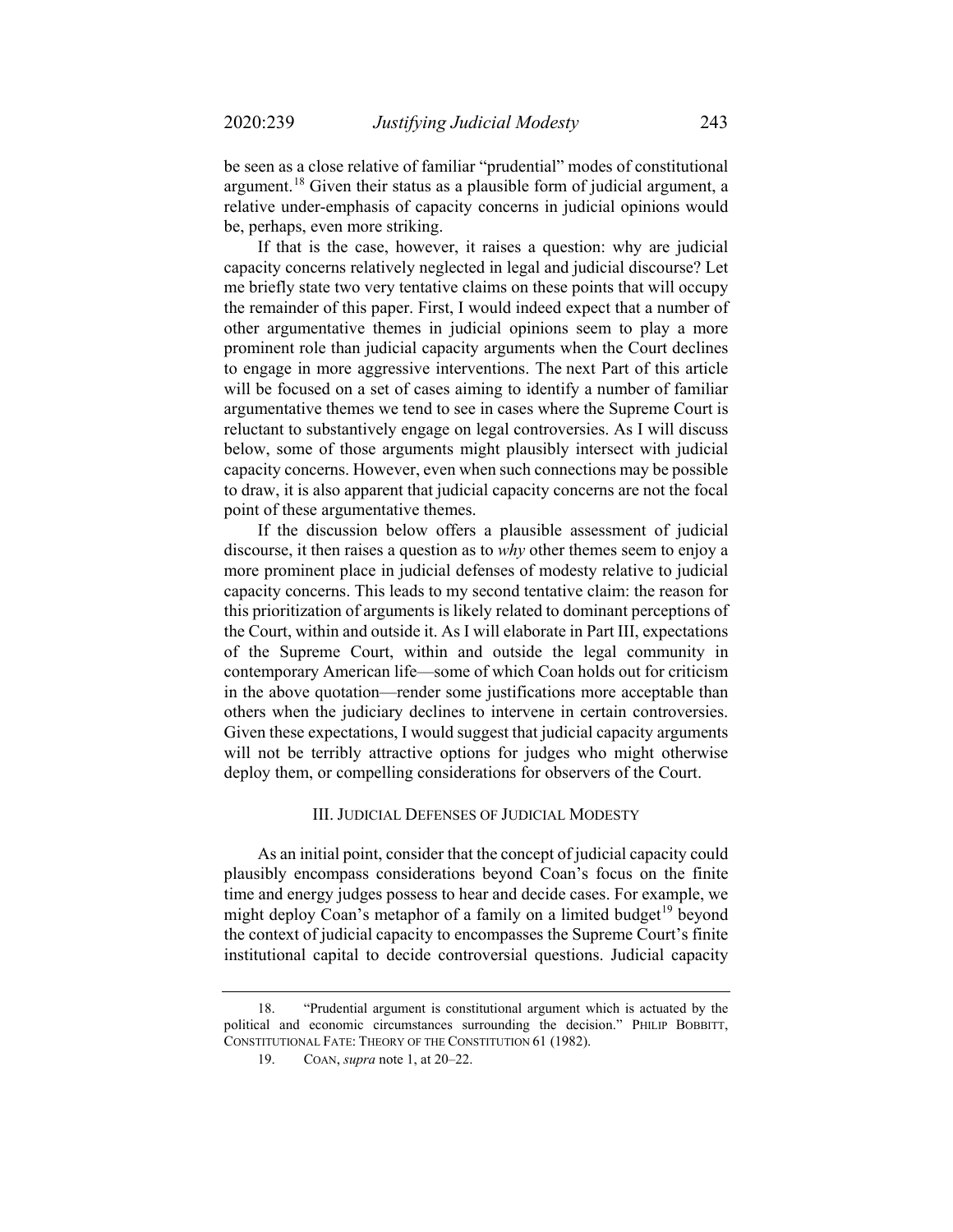be seen as a close relative of familiar "prudential" modes of constitutional argument.[18] Given their status as a plausible form of judicial argument, a relative under-emphasis of capacity concerns in judicial opinions would be, perhaps, even more striking.

If that is the case, however, it raises a question: why are judicial capacity concerns relatively neglected in legal and judicial discourse? Let me briefly state two very tentative claims on these points that will occupy the remainder of this paper. First, I would indeed expect that a number of other argumentative themes in judicial opinions seem to play a more prominent role than judicial capacity arguments when the Court declines to engage in more aggressive interventions. The next Part of this article will be focused on a set of cases aiming to identify a number of familiar argumentative themes we tend to see in cases where the Supreme Court is reluctant to substantively engage on legal controversies. As I will discuss below, some of those arguments might plausibly intersect with judicial capacity concerns. However, even when such connections may be possible to draw, it is also apparent that judicial capacity concerns are not the focal point of these argumentative themes.

If the discussion below offers a plausible assessment of judicial discourse, it then raises a question as to *why* other themes seem to enjoy a more prominent place in judicial defenses of modesty relative to judicial capacity concerns. This leads to my second tentative claim: the reason for this prioritization of arguments is likely related to dominant perceptions of the Court, within and outside it. As I will elaborate in Part III, expectations of the Supreme Court, within and outside the legal community in contemporary American life—some of which Coan holds out for criticism in the above quotation—render some justifications more acceptable than others when the judiciary declines to intervene in certain controversies. Given these expectations, I would suggest that judicial capacity arguments will not be terribly attractive options for judges who might otherwise deploy them, or compelling considerations for observers of the Court.

## III. JUDICIAL DEFENSES OF JUDICIAL MODESTY

As an initial point, consider that the concept of judicial capacity could plausibly encompass considerations beyond Coan's focus on the finite time and energy judges possess to hear and decide cases. For example, we might deploy Coan's metaphor of a family on a limited budget[19] beyond the context of judicial capacity to encompasses the Supreme Court's finite institutional capital to decide controversial questions. Judicial capacity

---

18. "Prudential argument is constitutional argument which is actuated by the political and economic circumstances surrounding the decision." PHILIP BOBBITT, CONSTITUTIONAL FATE: THEORY OF THE CONSTITUTION 61 (1982).

19. COAN, *supra* note 1, at 20–22.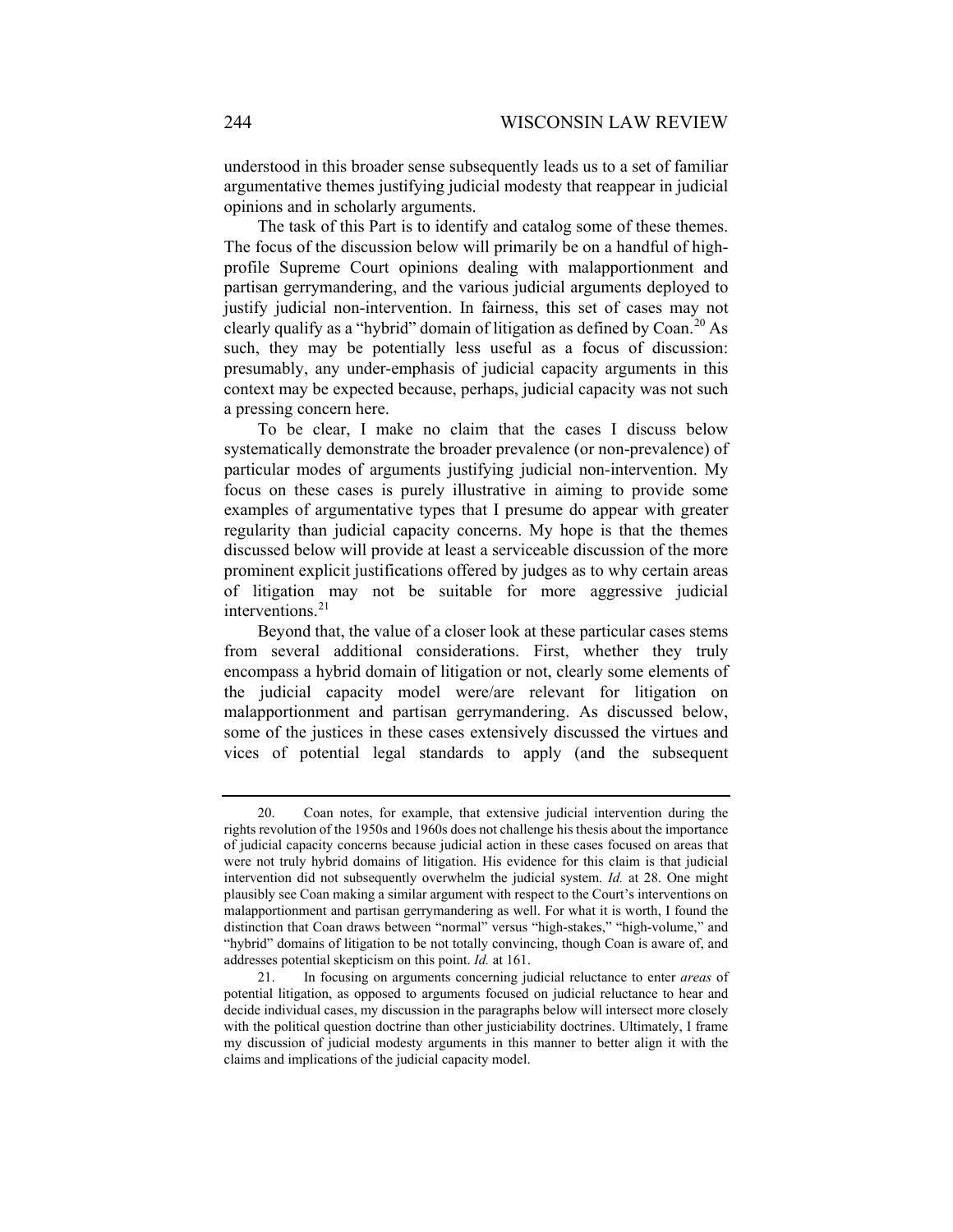understood in this broader sense subsequently leads us to a set of familiar argumentative themes justifying judicial modesty that reappear in judicial opinions and in scholarly arguments.

The task of this Part is to identify and catalog some of these themes. The focus of the discussion below will primarily be on a handful of high-profile Supreme Court opinions dealing with malapportionment and partisan gerrymandering, and the various judicial arguments deployed to justify judicial non-intervention. In fairness, this set of cases may not clearly qualify as a "hybrid" domain of litigation as defined by Coan.[20] As such, they may be potentially less useful as a focus of discussion: presumably, any under-emphasis of judicial capacity arguments in this context may be expected because, perhaps, judicial capacity was not such a pressing concern here.

To be clear, I make no claim that the cases I discuss below systematically demonstrate the broader prevalence (or non-prevalence) of particular modes of arguments justifying judicial non-intervention. My focus on these cases is purely illustrative in aiming to provide some examples of argumentative types that I presume do appear with greater regularity than judicial capacity concerns. My hope is that the themes discussed below will provide at least a serviceable discussion of the more prominent explicit justifications offered by judges as to why certain areas of litigation may not be suitable for more aggressive judicial interventions.[21]

Beyond that, the value of a closer look at these particular cases stems from several additional considerations. First, whether they truly encompass a hybrid domain of litigation or not, clearly some elements of the judicial capacity model were/are relevant for litigation on malapportionment and partisan gerrymandering. As discussed below, some of the justices in these cases extensively discussed the virtues and vices of potential legal standards to apply (and the subsequent

---

20. Coan notes, for example, that extensive judicial intervention during the rights revolution of the 1950s and 1960s does not challenge his thesis about the importance of judicial capacity concerns because judicial action in these cases focused on areas that were not truly hybrid domains of litigation. His evidence for this claim is that judicial intervention did not subsequently overwhelm the judicial system. *Id.* at 28. One might plausibly see Coan making a similar argument with respect to the Court's interventions on malapportionment and partisan gerrymandering as well. For what it is worth, I found the distinction that Coan draws between "normal" versus "high-stakes," "high-volume," and "hybrid" domains of litigation to be not totally convincing, though Coan is aware of, and addresses potential skepticism on this point. *Id.* at 161.

21. In focusing on arguments concerning judicial reluctance to enter *areas* of potential litigation, as opposed to arguments focused on judicial reluctance to hear and decide individual cases, my discussion in the paragraphs below will intersect more closely with the political question doctrine than other justiciability doctrines. Ultimately, I frame my discussion of judicial modesty arguments in this manner to better align it with the claims and implications of the judicial capacity model.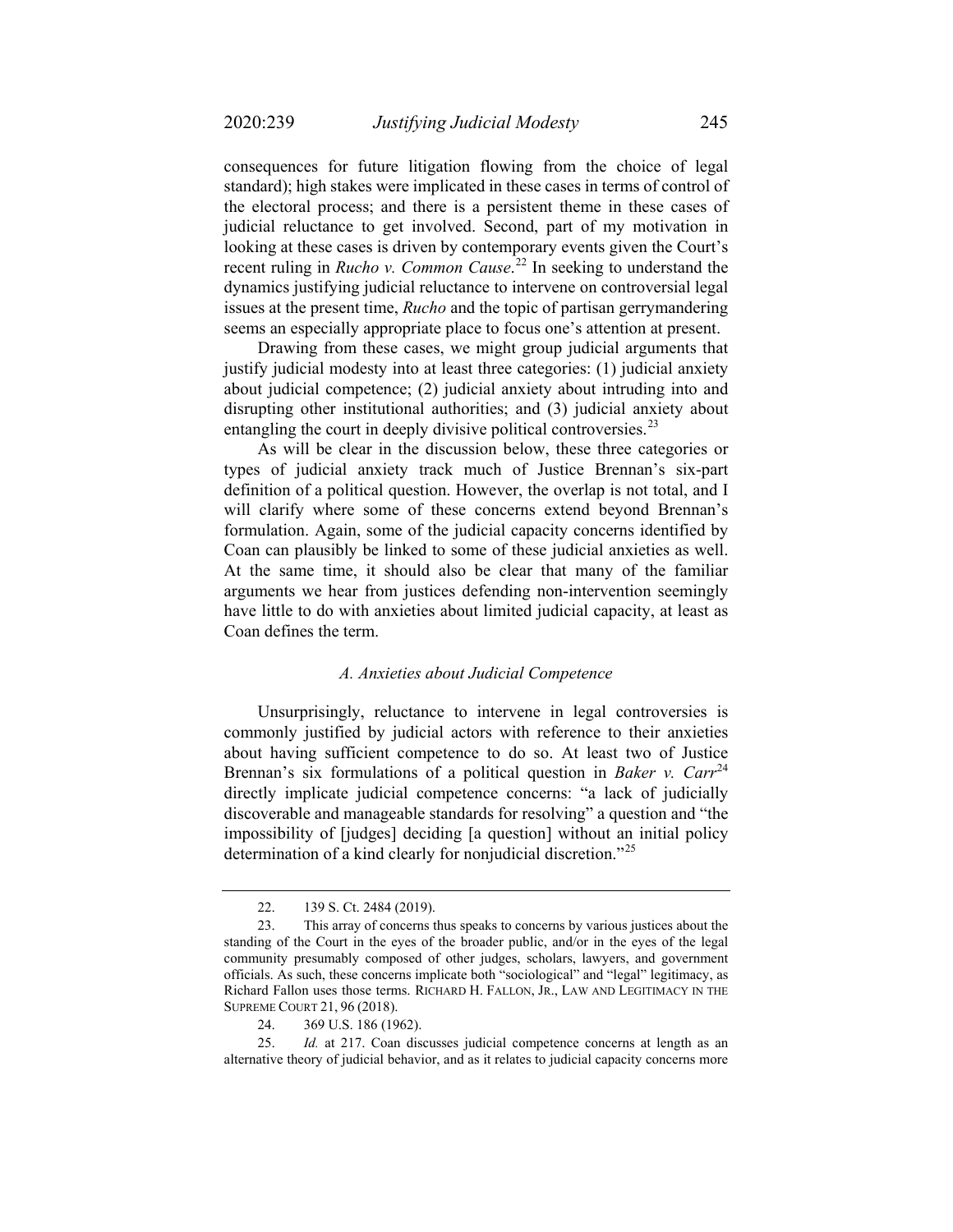consequences for future litigation flowing from the choice of legal standard); high stakes were implicated in these cases in terms of control of the electoral process; and there is a persistent theme in these cases of judicial reluctance to get involved. Second, part of my motivation in looking at these cases is driven by contemporary events given the Court's recent ruling in *Rucho v. Common Cause*.[22] In seeking to understand the dynamics justifying judicial reluctance to intervene on controversial legal issues at the present time, *Rucho* and the topic of partisan gerrymandering seems an especially appropriate place to focus one's attention at present.

Drawing from these cases, we might group judicial arguments that justify judicial modesty into at least three categories: (1) judicial anxiety about judicial competence; (2) judicial anxiety about intruding into and disrupting other institutional authorities; and (3) judicial anxiety about entangling the court in deeply divisive political controversies.[23]

As will be clear in the discussion below, these three categories or types of judicial anxiety track much of Justice Brennan's six-part definition of a political question. However, the overlap is not total, and I will clarify where some of these concerns extend beyond Brennan's formulation. Again, some of the judicial capacity concerns identified by Coan can plausibly be linked to some of these judicial anxieties as well. At the same time, it should also be clear that many of the familiar arguments we hear from justices defending non-intervention seemingly have little to do with anxieties about limited judicial capacity, at least as Coan defines the term.

### *A. Anxieties about Judicial Competence*

Unsurprisingly, reluctance to intervene in legal controversies is commonly justified by judicial actors with reference to their anxieties about having sufficient competence to do so. At least two of Justice Brennan's six formulations of a political question in *Baker v. Carr*[24] directly implicate judicial competence concerns: "a lack of judicially discoverable and manageable standards for resolving" a question and "the impossibility of [judges] deciding [a question] without an initial policy determination of a kind clearly for nonjudicial discretion."[25]

---

22. 139 S. Ct. 2484 (2019).

23. This array of concerns thus speaks to concerns by various justices about the standing of the Court in the eyes of the broader public, and/or in the eyes of the legal community presumably composed of other judges, scholars, lawyers, and government officials. As such, these concerns implicate both "sociological" and "legal" legitimacy, as Richard Fallon uses those terms. RICHARD H. FALLON, JR., LAW AND LEGITIMACY IN THE SUPREME COURT 21, 96 (2018).

24. 369 U.S. 186 (1962).

25. *Id.* at 217. Coan discusses judicial competence concerns at length as an alternative theory of judicial behavior, and as it relates to judicial capacity concerns more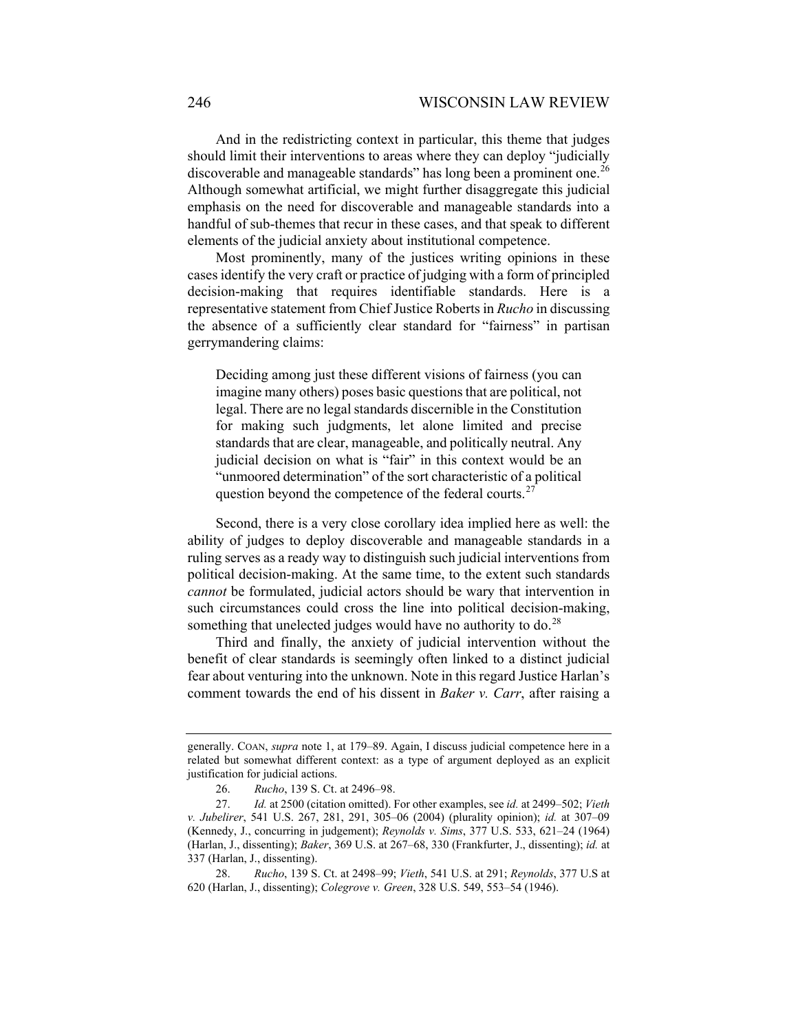And in the redistricting context in particular, this theme that judges should limit their interventions to areas where they can deploy "judicially discoverable and manageable standards" has long been a prominent one.[26] Although somewhat artificial, we might further disaggregate this judicial emphasis on the need for discoverable and manageable standards into a handful of sub-themes that recur in these cases, and that speak to different elements of the judicial anxiety about institutional competence.

Most prominently, many of the justices writing opinions in these cases identify the very craft or practice of judging with a form of principled decision-making that requires identifiable standards. Here is a representative statement from Chief Justice Roberts in *Rucho* in discussing the absence of a sufficiently clear standard for "fairness" in partisan gerrymandering claims:

> Deciding among just these different visions of fairness (you can imagine many others) poses basic questions that are political, not legal. There are no legal standards discernible in the Constitution for making such judgments, let alone limited and precise standards that are clear, manageable, and politically neutral. Any judicial decision on what is "fair" in this context would be an "unmoored determination" of the sort characteristic of a political question beyond the competence of the federal courts.[27]

Second, there is a very close corollary idea implied here as well: the ability of judges to deploy discoverable and manageable standards in a ruling serves as a ready way to distinguish such judicial interventions from political decision-making. At the same time, to the extent such standards *cannot* be formulated, judicial actors should be wary that intervention in such circumstances could cross the line into political decision-making, something that unelected judges would have no authority to do.[28]

Third and finally, the anxiety of judicial intervention without the benefit of clear standards is seemingly often linked to a distinct judicial fear about venturing into the unknown. Note in this regard Justice Harlan's comment towards the end of his dissent in *Baker v. Carr*, after raising a

---

generally. COAN, *supra* note 1, at 179–89. Again, I discuss judicial competence here in a related but somewhat different context: as a type of argument deployed as an explicit justification for judicial actions.

26. *Rucho*, 139 S. Ct. at 2496–98.

27. *Id.* at 2500 (citation omitted). For other examples, see *id.* at 2499–502; *Vieth v. Jubelirer*, 541 U.S. 267, 281, 291, 305–06 (2004) (plurality opinion); *id.* at 307–09 (Kennedy, J., concurring in judgement); *Reynolds v. Sims*, 377 U.S. 533, 621–24 (1964) (Harlan, J., dissenting); *Baker*, 369 U.S. at 267–68, 330 (Frankfurter, J., dissenting); *id.* at 337 (Harlan, J., dissenting).

28. *Rucho*, 139 S. Ct. at 2498–99; *Vieth*, 541 U.S. at 291; *Reynolds*, 377 U.S at 620 (Harlan, J., dissenting); *Colegrove v. Green*, 328 U.S. 549, 553–54 (1946).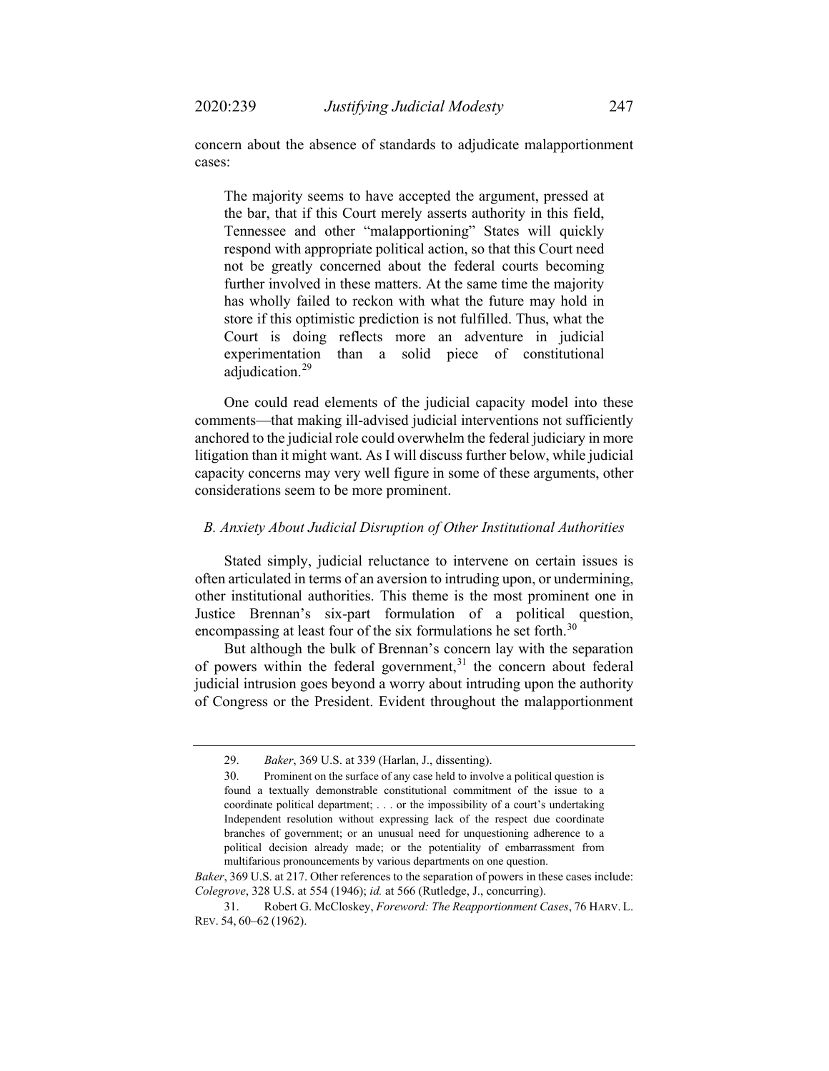concern about the absence of standards to adjudicate malapportionment cases:

> The majority seems to have accepted the argument, pressed at the bar, that if this Court merely asserts authority in this field, Tennessee and other "malapportioning" States will quickly respond with appropriate political action, so that this Court need not be greatly concerned about the federal courts becoming further involved in these matters. At the same time the majority has wholly failed to reckon with what the future may hold in store if this optimistic prediction is not fulfilled. Thus, what the Court is doing reflects more an adventure in judicial experimentation than a solid piece of constitutional adjudication.[29]

One could read elements of the judicial capacity model into these comments—that making ill-advised judicial interventions not sufficiently anchored to the judicial role could overwhelm the federal judiciary in more litigation than it might want. As I will discuss further below, while judicial capacity concerns may very well figure in some of these arguments, other considerations seem to be more prominent.

### *B. Anxiety About Judicial Disruption of Other Institutional Authorities*

Stated simply, judicial reluctance to intervene on certain issues is often articulated in terms of an aversion to intruding upon, or undermining, other institutional authorities. This theme is the most prominent one in Justice Brennan's six-part formulation of a political question, encompassing at least four of the six formulations he set forth.[30]

But although the bulk of Brennan's concern lay with the separation of powers within the federal government,[31] the concern about federal judicial intrusion goes beyond a worry about intruding upon the authority of Congress or the President. Evident throughout the malapportionment

---

29. *Baker*, 369 U.S. at 339 (Harlan, J., dissenting).

30. Prominent on the surface of any case held to involve a political question is found a textually demonstrable constitutional commitment of the issue to a coordinate political department; . . . or the impossibility of a court's undertaking Independent resolution without expressing lack of the respect due coordinate branches of government; or an unusual need for unquestioning adherence to a political decision already made; or the potentiality of embarrassment from multifarious pronouncements by various departments on one question.

*Baker*, 369 U.S. at 217. Other references to the separation of powers in these cases include: *Colegrove*, 328 U.S. at 554 (1946); *id.* at 566 (Rutledge, J., concurring).

31. Robert G. McCloskey, *Foreword: The Reapportionment Cases*, 76 HARV. L. REV. 54, 60–62 (1962).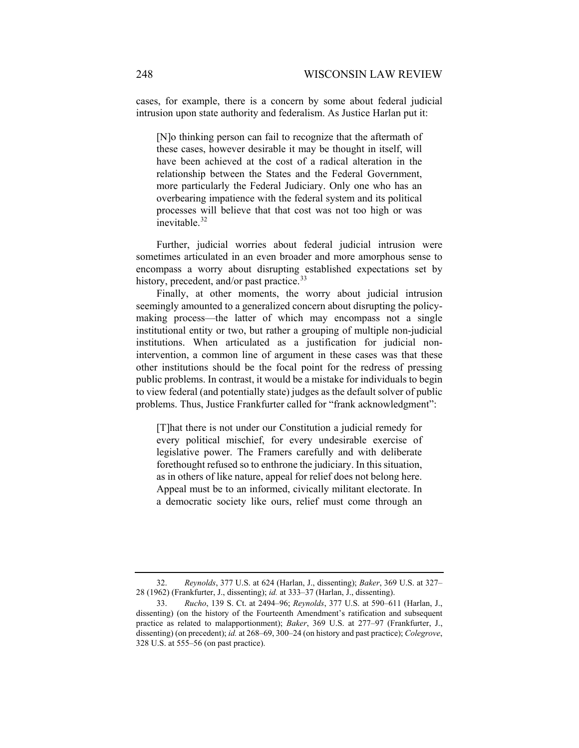cases, for example, there is a concern by some about federal judicial intrusion upon state authority and federalism. As Justice Harlan put it:

> [N]o thinking person can fail to recognize that the aftermath of these cases, however desirable it may be thought in itself, will have been achieved at the cost of a radical alteration in the relationship between the States and the Federal Government, more particularly the Federal Judiciary. Only one who has an overbearing impatience with the federal system and its political processes will believe that that cost was not too high or was inevitable.[32]

Further, judicial worries about federal judicial intrusion were sometimes articulated in an even broader and more amorphous sense to encompass a worry about disrupting established expectations set by history, precedent, and/or past practice.[33]

Finally, at other moments, the worry about judicial intrusion seemingly amounted to a generalized concern about disrupting the policy-making process—the latter of which may encompass not a single institutional entity or two, but rather a grouping of multiple non-judicial institutions. When articulated as a justification for judicial non-intervention, a common line of argument in these cases was that these other institutions should be the focal point for the redress of pressing public problems. In contrast, it would be a mistake for individuals to begin to view federal (and potentially state) judges as the default solver of public problems. Thus, Justice Frankfurter called for "frank acknowledgment":

> [T]hat there is not under our Constitution a judicial remedy for every political mischief, for every undesirable exercise of legislative power. The Framers carefully and with deliberate forethought refused so to enthrone the judiciary. In this situation, as in others of like nature, appeal for relief does not belong here. Appeal must be to an informed, civically militant electorate. In a democratic society like ours, relief must come through an

---

32. *Reynolds*, 377 U.S. at 624 (Harlan, J., dissenting); *Baker*, 369 U.S. at 327–28 (1962) (Frankfurter, J., dissenting); *id.* at 333–37 (Harlan, J., dissenting).

33. *Rucho*, 139 S. Ct. at 2494–96; *Reynolds*, 377 U.S. at 590–611 (Harlan, J., dissenting) (on the history of the Fourteenth Amendment's ratification and subsequent practice as related to malapportionment); *Baker*, 369 U.S. at 277–97 (Frankfurter, J., dissenting) (on precedent); *id.* at 268–69, 300–24 (on history and past practice); *Colegrove*, 328 U.S. at 555–56 (on past practice).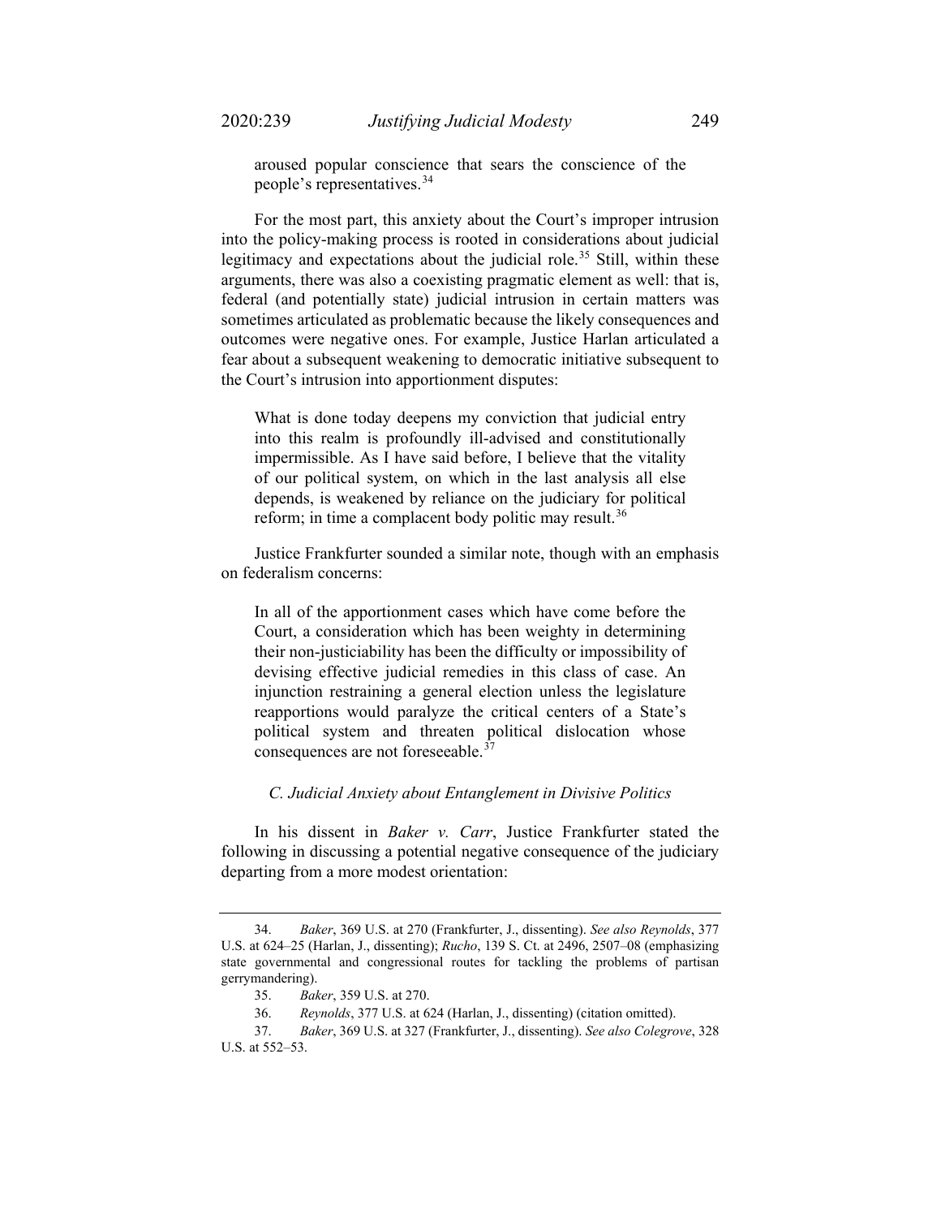> aroused popular conscience that sears the conscience of the people's representatives.[34]

For the most part, this anxiety about the Court's improper intrusion into the policy-making process is rooted in considerations about judicial legitimacy and expectations about the judicial role.[35] Still, within these arguments, there was also a coexisting pragmatic element as well: that is, federal (and potentially state) judicial intrusion in certain matters was sometimes articulated as problematic because the likely consequences and outcomes were negative ones. For example, Justice Harlan articulated a fear about a subsequent weakening to democratic initiative subsequent to the Court's intrusion into apportionment disputes:

> What is done today deepens my conviction that judicial entry into this realm is profoundly ill-advised and constitutionally impermissible. As I have said before, I believe that the vitality of our political system, on which in the last analysis all else depends, is weakened by reliance on the judiciary for political reform; in time a complacent body politic may result.[36]

Justice Frankfurter sounded a similar note, though with an emphasis on federalism concerns:

> In all of the apportionment cases which have come before the Court, a consideration which has been weighty in determining their non-justiciability has been the difficulty or impossibility of devising effective judicial remedies in this class of case. An injunction restraining a general election unless the legislature reapportions would paralyze the critical centers of a State's political system and threaten political dislocation whose consequences are not foreseeable.[37]

### *C. Judicial Anxiety about Entanglement in Divisive Politics*

In his dissent in *Baker v. Carr*, Justice Frankfurter stated the following in discussing a potential negative consequence of the judiciary departing from a more modest orientation:

---

34. *Baker*, 369 U.S. at 270 (Frankfurter, J., dissenting). *See also Reynolds*, 377 U.S. at 624–25 (Harlan, J., dissenting); *Rucho*, 139 S. Ct. at 2496, 2507–08 (emphasizing state governmental and congressional routes for tackling the problems of partisan gerrymandering).

35. *Baker*, 359 U.S. at 270.

36. *Reynolds*, 377 U.S. at 624 (Harlan, J., dissenting) (citation omitted).

37. *Baker*, 369 U.S. at 327 (Frankfurter, J., dissenting). *See also Colegrove*, 328 U.S. at 552–53.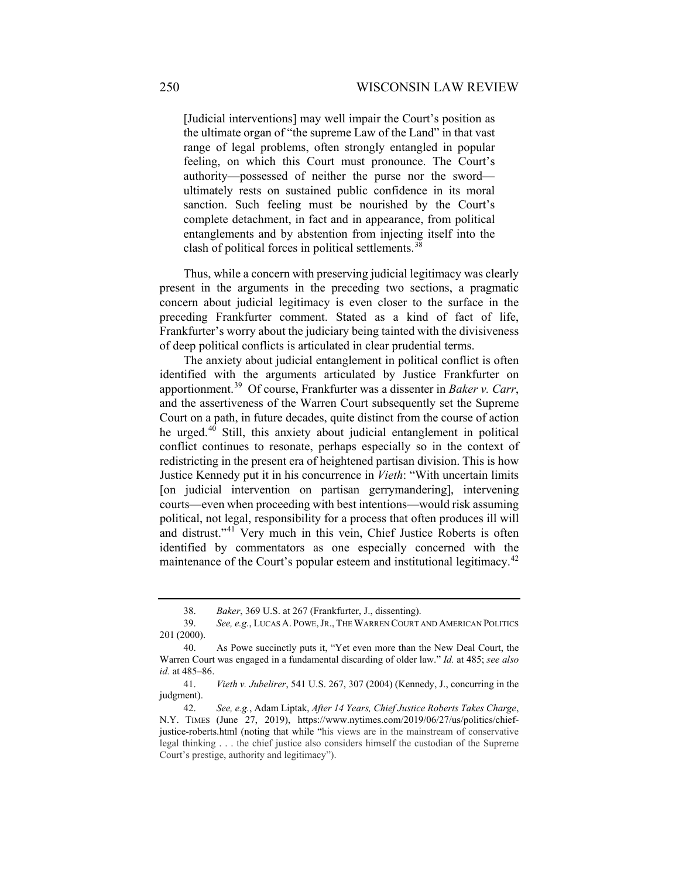> [Judicial interventions] may well impair the Court's position as the ultimate organ of "the supreme Law of the Land" in that vast range of legal problems, often strongly entangled in popular feeling, on which this Court must pronounce. The Court's authority—possessed of neither the purse nor the sword—ultimately rests on sustained public confidence in its moral sanction. Such feeling must be nourished by the Court's complete detachment, in fact and in appearance, from political entanglements and by abstention from injecting itself into the clash of political forces in political settlements.[38]

Thus, while a concern with preserving judicial legitimacy was clearly present in the arguments in the preceding two sections, a pragmatic concern about judicial legitimacy is even closer to the surface in the preceding Frankfurter comment. Stated as a kind of fact of life, Frankfurter's worry about the judiciary being tainted with the divisiveness of deep political conflicts is articulated in clear prudential terms.

The anxiety about judicial entanglement in political conflict is often identified with the arguments articulated by Justice Frankfurter on apportionment.[39] Of course, Frankfurter was a dissenter in *Baker v. Carr*, and the assertiveness of the Warren Court subsequently set the Supreme Court on a path, in future decades, quite distinct from the course of action he urged.[40] Still, this anxiety about judicial entanglement in political conflict continues to resonate, perhaps especially so in the context of redistricting in the present era of heightened partisan division. This is how Justice Kennedy put it in his concurrence in *Vieth*: "With uncertain limits [on judicial intervention on partisan gerrymandering], intervening courts—even when proceeding with best intentions—would risk assuming political, not legal, responsibility for a process that often produces ill will and distrust."[41] Very much in this vein, Chief Justice Roberts is often identified by commentators as one especially concerned with the maintenance of the Court's popular esteem and institutional legitimacy.[42]

---

38. *Baker*, 369 U.S. at 267 (Frankfurter, J., dissenting).

39. *See, e.g.*, LUCAS A. POWE, JR., THE WARREN COURT AND AMERICAN POLITICS 201 (2000).

40. As Powe succinctly puts it, "Yet even more than the New Deal Court, the Warren Court was engaged in a fundamental discarding of older law." *Id.* at 485; *see also id.* at 485–86.

41. *Vieth v. Jubelirer*, 541 U.S. 267, 307 (2004) (Kennedy, J., concurring in the judgment).

42. *See, e.g.*, Adam Liptak, *After 14 Years, Chief Justice Roberts Takes Charge*, N.Y. TIMES (June 27, 2019), https://www.nytimes.com/2019/06/27/us/politics/chief-justice-roberts.html (noting that while "his views are in the mainstream of conservative legal thinking . . . the chief justice also considers himself the custodian of the Supreme Court's prestige, authority and legitimacy").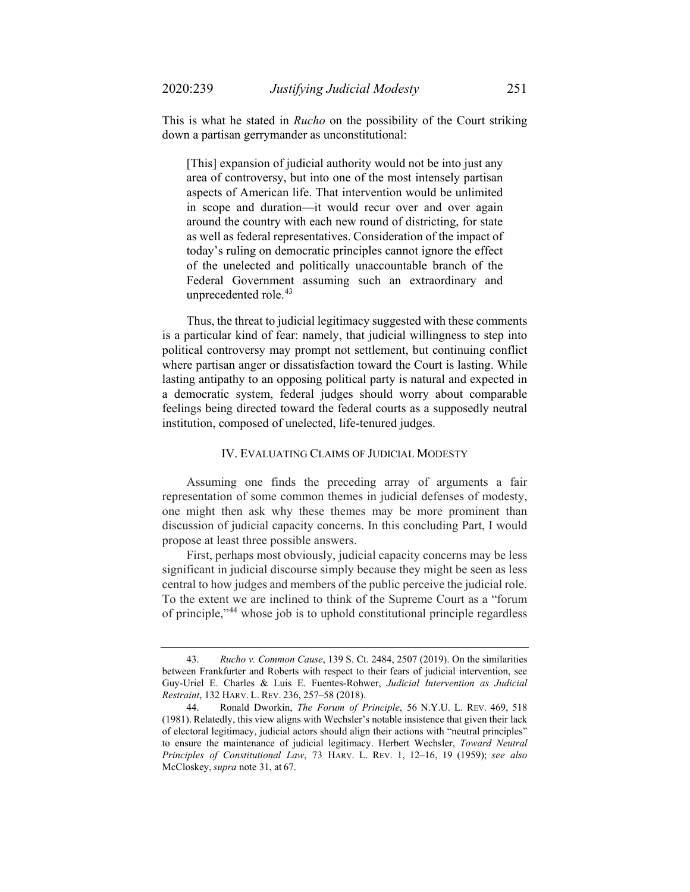This is what he stated in *Rucho* on the possibility of the Court striking down a partisan gerrymander as unconstitutional:

> [This] expansion of judicial authority would not be into just any area of controversy, but into one of the most intensely partisan aspects of American life. That intervention would be unlimited in scope and duration—it would recur over and over again around the country with each new round of districting, for state as well as federal representatives. Consideration of the impact of today's ruling on democratic principles cannot ignore the effect of the unelected and politically unaccountable branch of the Federal Government assuming such an extraordinary and unprecedented role.[43]

Thus, the threat to judicial legitimacy suggested with these comments is a particular kind of fear: namely, that judicial willingness to step into political controversy may prompt not settlement, but continuing conflict where partisan anger or dissatisfaction toward the Court is lasting. While lasting antipathy to an opposing political party is natural and expected in a democratic system, federal judges should worry about comparable feelings being directed toward the federal courts as a supposedly neutral institution, composed of unelected, life-tenured judges.

## IV. EVALUATING CLAIMS OF JUDICIAL MODESTY

Assuming one finds the preceding array of arguments a fair representation of some common themes in judicial defenses of modesty, one might then ask why these themes may be more prominent than discussion of judicial capacity concerns. In this concluding Part, I would propose at least three possible answers.

First, perhaps most obviously, judicial capacity concerns may be less significant in judicial discourse simply because they might be seen as less central to how judges and members of the public perceive the judicial role. To the extent we are inclined to think of the Supreme Court as a "forum of principle,"[44] whose job is to uphold constitutional principle regardless

---

43. *Rucho v. Common Cause*, 139 S. Ct. 2484, 2507 (2019). On the similarities between Frankfurter and Roberts with respect to their fears of judicial intervention, see Guy-Uriel E. Charles & Luis E. Fuentes-Rohwer, *Judicial Intervention as Judicial Restraint*, 132 HARV. L. REV. 236, 257–58 (2018).

44. Ronald Dworkin, *The Forum of Principle*, 56 N.Y.U. L. REV. 469, 518 (1981). Relatedly, this view aligns with Wechsler's notable insistence that given their lack of electoral legitimacy, judicial actors should align their actions with "neutral principles" to ensure the maintenance of judicial legitimacy. Herbert Wechsler, *Toward Neutral Principles of Constitutional Law*, 73 HARV. L. REV. 1, 12–16, 19 (1959); *see also* McCloskey, *supra* note 31, at 67.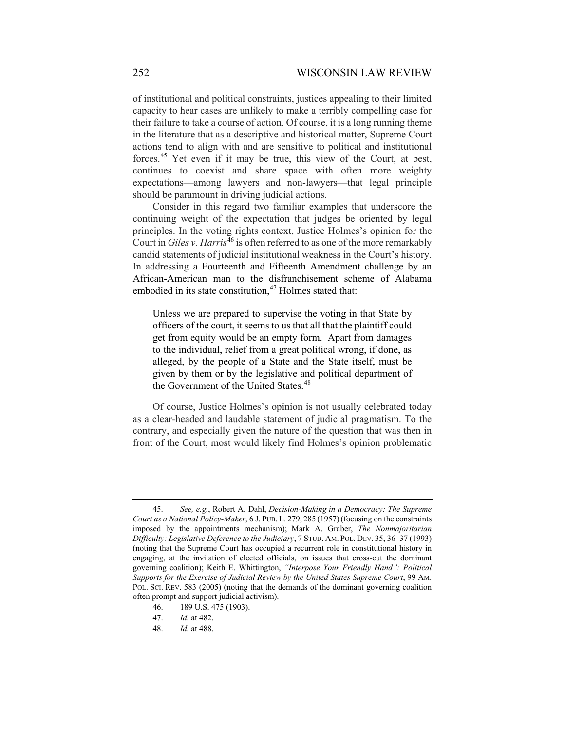of institutional and political constraints, justices appealing to their limited capacity to hear cases are unlikely to make a terribly compelling case for their failure to take a course of action. Of course, it is a long running theme in the literature that as a descriptive and historical matter, Supreme Court actions tend to align with and are sensitive to political and institutional forces.[45] Yet even if it may be true, this view of the Court, at best, continues to coexist and share space with often more weighty expectations—among lawyers and non-lawyers—that legal principle should be paramount in driving judicial actions.

Consider in this regard two familiar examples that underscore the continuing weight of the expectation that judges be oriented by legal principles. In the voting rights context, Justice Holmes's opinion for the Court in *Giles v. Harris*[46] is often referred to as one of the more remarkably candid statements of judicial institutional weakness in the Court's history. In addressing a Fourteenth and Fifteenth Amendment challenge by an African-American man to the disfranchisement scheme of Alabama embodied in its state constitution,[47] Holmes stated that:

> Unless we are prepared to supervise the voting in that State by officers of the court, it seems to us that all that the plaintiff could get from equity would be an empty form. Apart from damages to the individual, relief from a great political wrong, if done, as alleged, by the people of a State and the State itself, must be given by them or by the legislative and political department of the Government of the United States.[48]

Of course, Justice Holmes's opinion is not usually celebrated today as a clear-headed and laudable statement of judicial pragmatism. To the contrary, and especially given the nature of the question that was then in front of the Court, most would likely find Holmes's opinion problematic

---

45. *See, e.g.*, Robert A. Dahl, *Decision-Making in a Democracy: The Supreme Court as a National Policy-Maker*, 6 J. PUB. L. 279, 285 (1957) (focusing on the constraints imposed by the appointments mechanism); Mark A. Graber, *The Nonmajoritarian Difficulty: Legislative Deference to the Judiciary*, 7 STUD. AM. POL. DEV. 35, 36–37 (1993) (noting that the Supreme Court has occupied a recurrent role in constitutional history in engaging, at the invitation of elected officials, on issues that cross-cut the dominant governing coalition); Keith E. Whittington, *"Interpose Your Friendly Hand": Political Supports for the Exercise of Judicial Review by the United States Supreme Court*, 99 AM. POL. SCI. REV. 583 (2005) (noting that the demands of the dominant governing coalition often prompt and support judicial activism).

46. 189 U.S. 475 (1903).

47. *Id.* at 482.

48. *Id.* at 488.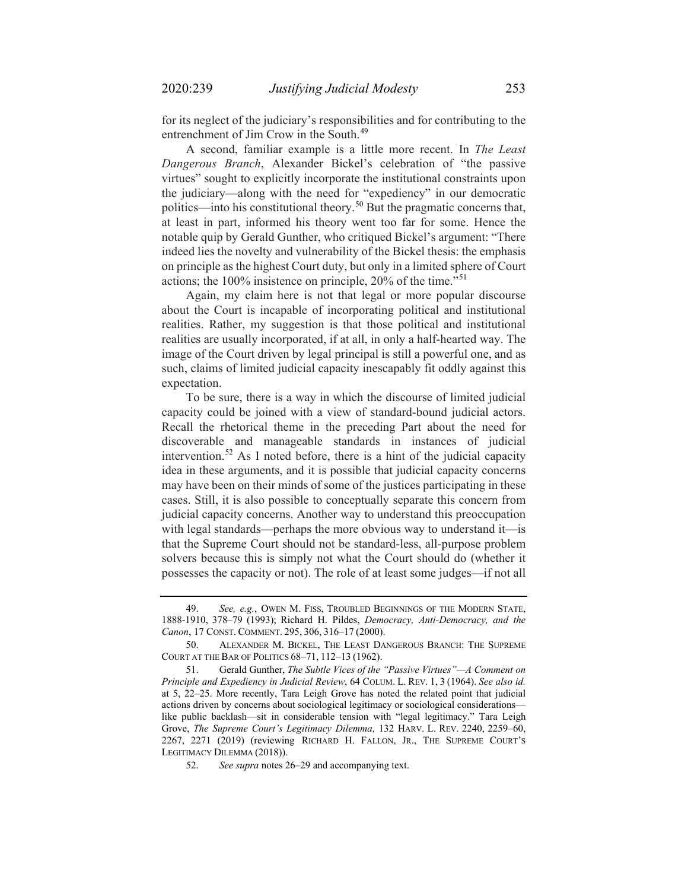for its neglect of the judiciary's responsibilities and for contributing to the entrenchment of Jim Crow in the South.[49]

A second, familiar example is a little more recent. In *The Least Dangerous Branch*, Alexander Bickel's celebration of "the passive virtues" sought to explicitly incorporate the institutional constraints upon the judiciary—along with the need for "expediency" in our democratic politics—into his constitutional theory.[50] But the pragmatic concerns that, at least in part, informed his theory went too far for some. Hence the notable quip by Gerald Gunther, who critiqued Bickel's argument: "There indeed lies the novelty and vulnerability of the Bickel thesis: the emphasis on principle as the highest Court duty, but only in a limited sphere of Court actions; the 100% insistence on principle, 20% of the time."[51]

Again, my claim here is not that legal or more popular discourse about the Court is incapable of incorporating political and institutional realities. Rather, my suggestion is that those political and institutional realities are usually incorporated, if at all, in only a half-hearted way. The image of the Court driven by legal principal is still a powerful one, and as such, claims of limited judicial capacity inescapably fit oddly against this expectation.

To be sure, there is a way in which the discourse of limited judicial capacity could be joined with a view of standard-bound judicial actors. Recall the rhetorical theme in the preceding Part about the need for discoverable and manageable standards in instances of judicial intervention.[52] As I noted before, there is a hint of the judicial capacity idea in these arguments, and it is possible that judicial capacity concerns may have been on their minds of some of the justices participating in these cases. Still, it is also possible to conceptually separate this concern from judicial capacity concerns. Another way to understand this preoccupation with legal standards—perhaps the more obvious way to understand it—is that the Supreme Court should not be standard-less, all-purpose problem solvers because this is simply not what the Court should do (whether it possesses the capacity or not). The role of at least some judges—if not all

---

49. *See, e.g.*, OWEN M. FISS, TROUBLED BEGINNINGS OF THE MODERN STATE, 1888-1910, 378–79 (1993); Richard H. Pildes, *Democracy, Anti-Democracy, and the Canon*, 17 CONST. COMMENT. 295, 306, 316–17 (2000).

50. ALEXANDER M. BICKEL, THE LEAST DANGEROUS BRANCH: THE SUPREME COURT AT THE BAR OF POLITICS 68–71, 112–13 (1962).

51. Gerald Gunther, *The Subtle Vices of the "Passive Virtues"—A Comment on Principle and Expediency in Judicial Review*, 64 COLUM. L. REV. 1, 3 (1964). *See also id.* at 5, 22–25. More recently, Tara Leigh Grove has noted the related point that judicial actions driven by concerns about sociological legitimacy or sociological considerations—like public backlash—sit in considerable tension with "legal legitimacy." Tara Leigh Grove, *The Supreme Court's Legitimacy Dilemma*, 132 HARV. L. REV. 2240, 2259–60, 2267, 2271 (2019) (reviewing RICHARD H. FALLON, JR., THE SUPREME COURT'S LEGITIMACY DILEMMA (2018)).

52. *See supra* notes 26–29 and accompanying text.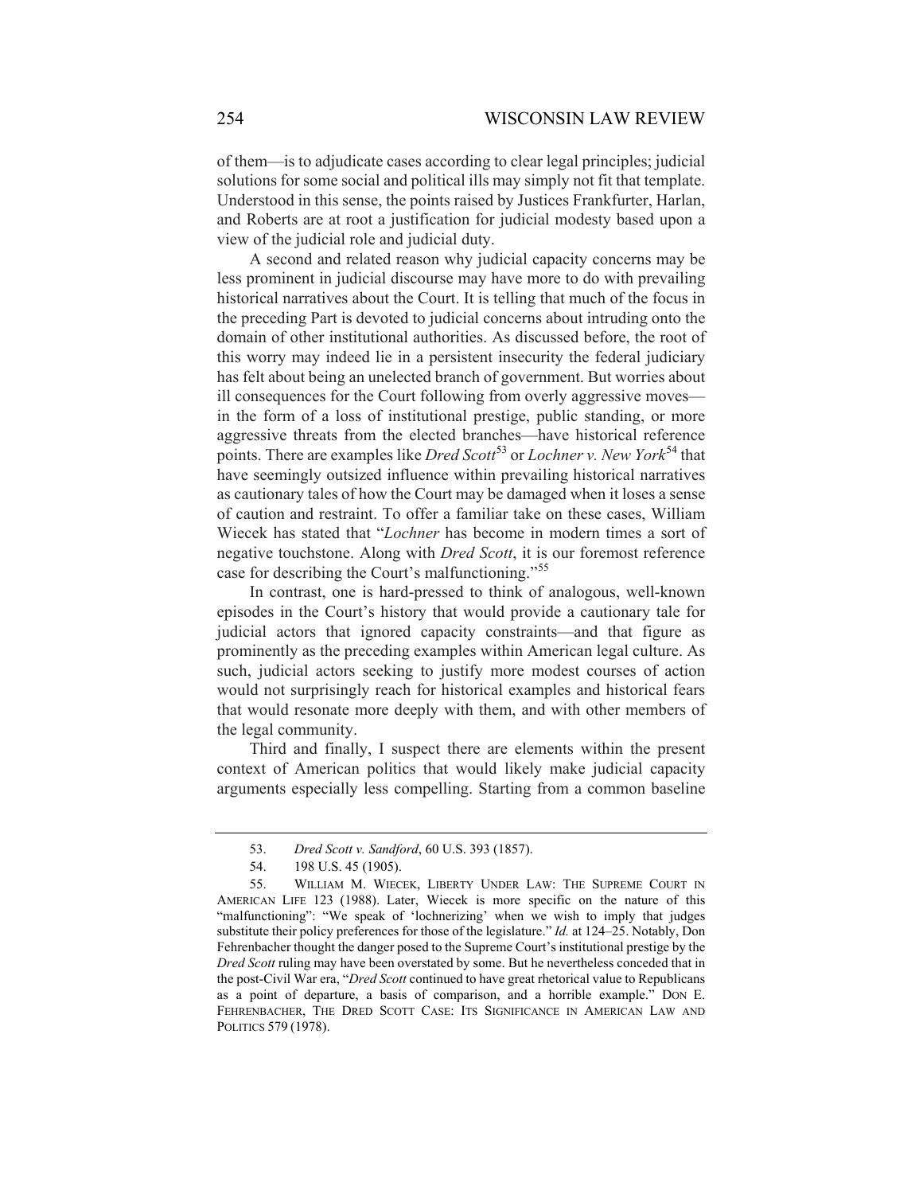of them—is to adjudicate cases according to clear legal principles; judicial solutions for some social and political ills may simply not fit that template. Understood in this sense, the points raised by Justices Frankfurter, Harlan, and Roberts are at root a justification for judicial modesty based upon a view of the judicial role and judicial duty.

A second and related reason why judicial capacity concerns may be less prominent in judicial discourse may have more to do with prevailing historical narratives about the Court. It is telling that much of the focus in the preceding Part is devoted to judicial concerns about intruding onto the domain of other institutional authorities. As discussed before, the root of this worry may indeed lie in a persistent insecurity the federal judiciary has felt about being an unelected branch of government. But worries about ill consequences for the Court following from overly aggressive moves—in the form of a loss of institutional prestige, public standing, or more aggressive threats from the elected branches—have historical reference points. There are examples like *Dred Scott*[53] or *Lochner v. New York*[54] that have seemingly outsized influence within prevailing historical narratives as cautionary tales of how the Court may be damaged when it loses a sense of caution and restraint. To offer a familiar take on these cases, William Wiecek has stated that "*Lochner* has become in modern times a sort of negative touchstone. Along with *Dred Scott*, it is our foremost reference case for describing the Court's malfunctioning."[55]

In contrast, one is hard-pressed to think of analogous, well-known episodes in the Court's history that would provide a cautionary tale for judicial actors that ignored capacity constraints—and that figure as prominently as the preceding examples within American legal culture. As such, judicial actors seeking to justify more modest courses of action would not surprisingly reach for historical examples and historical fears that would resonate more deeply with them, and with other members of the legal community.

Third and finally, I suspect there are elements within the present context of American politics that would likely make judicial capacity arguments especially less compelling. Starting from a common baseline

---

53. *Dred Scott v. Sandford*, 60 U.S. 393 (1857).

54. 198 U.S. 45 (1905).

55. WILLIAM M. WIECEK, LIBERTY UNDER LAW: THE SUPREME COURT IN AMERICAN LIFE 123 (1988). Later, Wiecek is more specific on the nature of this "malfunctioning": "We speak of 'lochnerizing' when we wish to imply that judges substitute their policy preferences for those of the legislature." *Id.* at 124–25. Notably, Don Fehrenbacher thought the danger posed to the Supreme Court's institutional prestige by the *Dred Scott* ruling may have been overstated by some. But he nevertheless conceded that in the post-Civil War era, "*Dred Scott* continued to have great rhetorical value to Republicans as a point of departure, a basis of comparison, and a horrible example." DON E. FEHRENBACHER, THE DRED SCOTT CASE: ITS SIGNIFICANCE IN AMERICAN LAW AND POLITICS 579 (1978).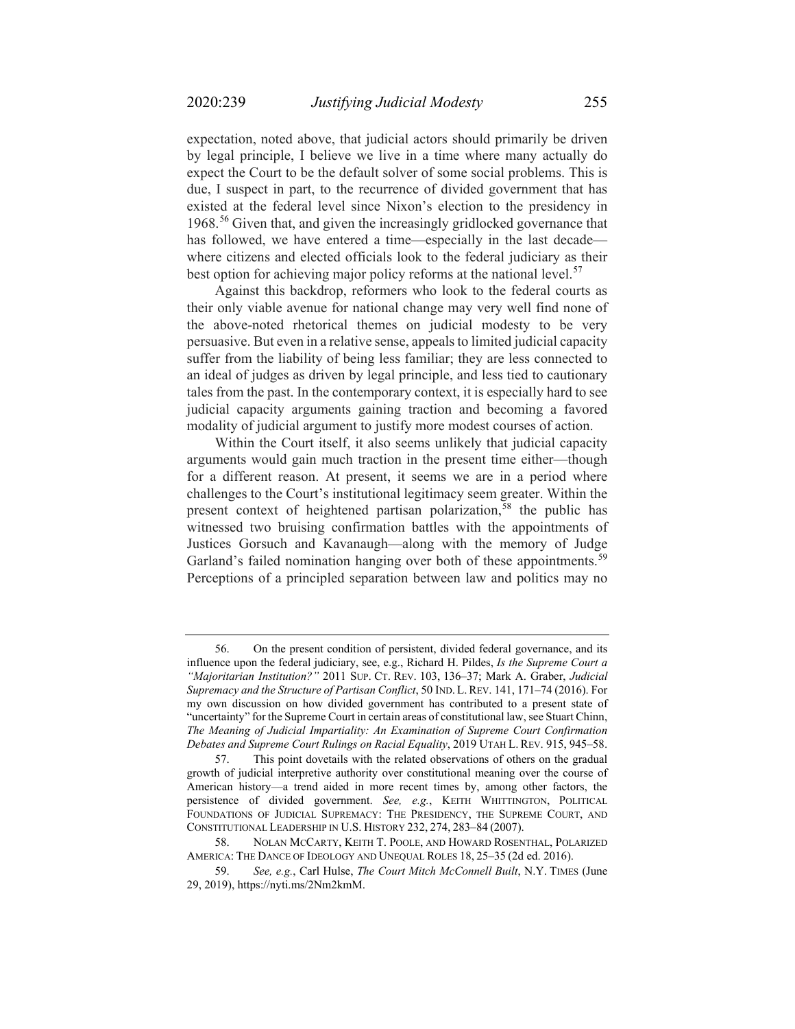expectation, noted above, that judicial actors should primarily be driven by legal principle, I believe we live in a time where many actually do expect the Court to be the default solver of some social problems. This is due, I suspect in part, to the recurrence of divided government that has existed at the federal level since Nixon's election to the presidency in 1968.[56] Given that, and given the increasingly gridlocked governance that has followed, we have entered a time—especially in the last decade—where citizens and elected officials look to the federal judiciary as their best option for achieving major policy reforms at the national level.[57]

Against this backdrop, reformers who look to the federal courts as their only viable avenue for national change may very well find none of the above-noted rhetorical themes on judicial modesty to be very persuasive. But even in a relative sense, appeals to limited judicial capacity suffer from the liability of being less familiar; they are less connected to an ideal of judges as driven by legal principle, and less tied to cautionary tales from the past. In the contemporary context, it is especially hard to see judicial capacity arguments gaining traction and becoming a favored modality of judicial argument to justify more modest courses of action.

Within the Court itself, it also seems unlikely that judicial capacity arguments would gain much traction in the present time either—though for a different reason. At present, it seems we are in a period where challenges to the Court's institutional legitimacy seem greater. Within the present context of heightened partisan polarization,[58] the public has witnessed two bruising confirmation battles with the appointments of Justices Gorsuch and Kavanaugh—along with the memory of Judge Garland's failed nomination hanging over both of these appointments.[59] Perceptions of a principled separation between law and politics may no

---

56. On the present condition of persistent, divided federal governance, and its influence upon the federal judiciary, see, e.g., Richard H. Pildes, *Is the Supreme Court a "Majoritarian Institution?"* 2011 SUP. CT. REV. 103, 136–37; Mark A. Graber, *Judicial Supremacy and the Structure of Partisan Conflict*, 50 IND. L. REV. 141, 171–74 (2016). For my own discussion on how divided government has contributed to a present state of "uncertainty" for the Supreme Court in certain areas of constitutional law, see Stuart Chinn, *The Meaning of Judicial Impartiality: An Examination of Supreme Court Confirmation Debates and Supreme Court Rulings on Racial Equality*, 2019 UTAH L. REV. 915, 945–58.

57. This point dovetails with the related observations of others on the gradual growth of judicial interpretive authority over constitutional meaning over the course of American history—a trend aided in more recent times by, among other factors, the persistence of divided government. *See, e.g.*, KEITH WHITTINGTON, POLITICAL FOUNDATIONS OF JUDICIAL SUPREMACY: THE PRESIDENCY, THE SUPREME COURT, AND CONSTITUTIONAL LEADERSHIP IN U.S. HISTORY 232, 274, 283–84 (2007).

58. NOLAN MCCARTY, KEITH T. POOLE, AND HOWARD ROSENTHAL, POLARIZED AMERICA: THE DANCE OF IDEOLOGY AND UNEQUAL ROLES 18, 25–35 (2d ed. 2016).

59. *See, e.g.*, Carl Hulse, *The Court Mitch McConnell Built*, N.Y. TIMES (June 29, 2019), https://nyti.ms/2Nm2kmM.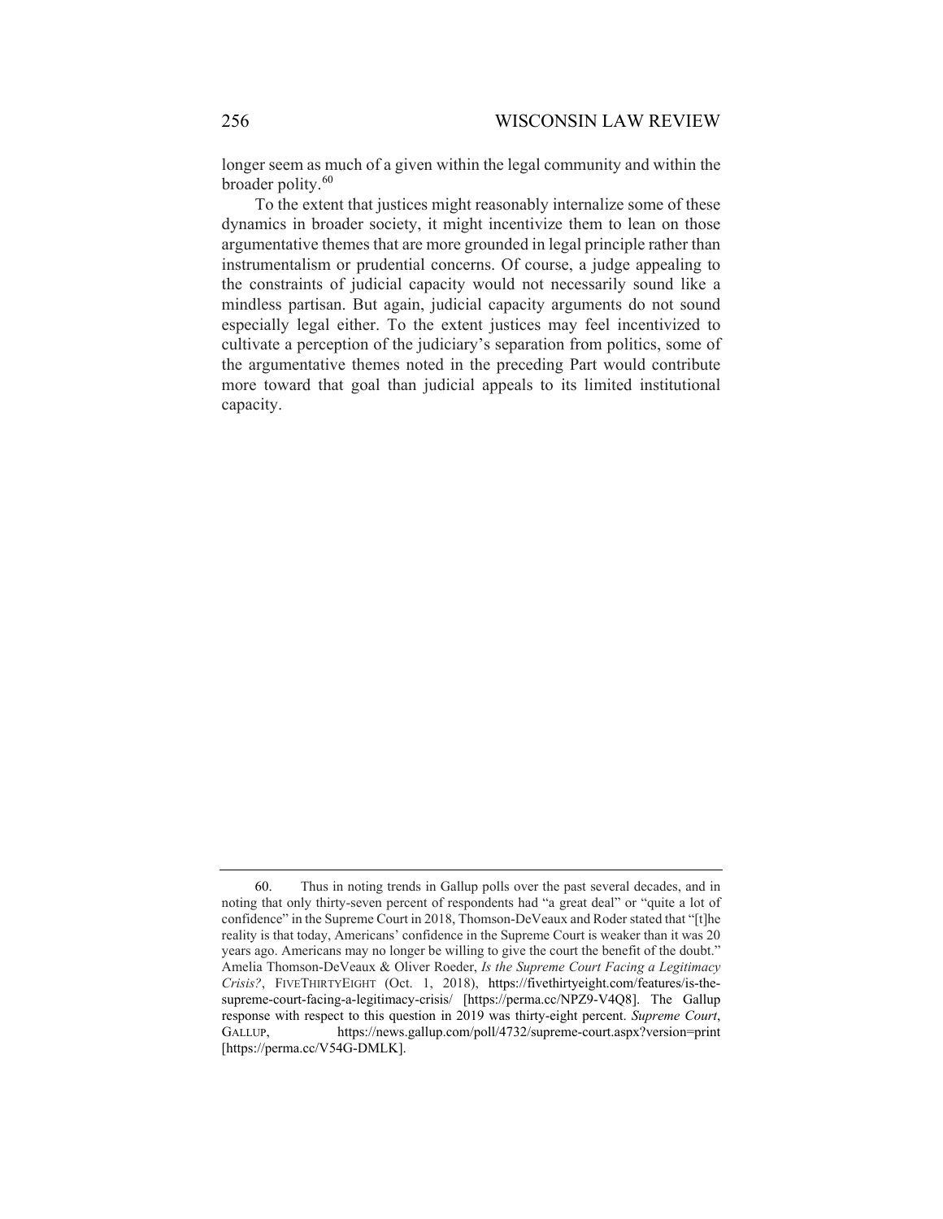longer seem as much of a given within the legal community and within the broader polity.[60]

To the extent that justices might reasonably internalize some of these dynamics in broader society, it might incentivize them to lean on those argumentative themes that are more grounded in legal principle rather than instrumentalism or prudential concerns. Of course, a judge appealing to the constraints of judicial capacity would not necessarily sound like a mindless partisan. But again, judicial capacity arguments do not sound especially legal either. To the extent justices may feel incentivized to cultivate a perception of the judiciary's separation from politics, some of the argumentative themes noted in the preceding Part would contribute more toward that goal than judicial appeals to its limited institutional capacity.

---

60. Thus in noting trends in Gallup polls over the past several decades, and in noting that only thirty-seven percent of respondents had "a great deal" or "quite a lot of confidence" in the Supreme Court in 2018, Thomson-DeVeaux and Roder stated that "[t]he reality is that today, Americans' confidence in the Supreme Court is weaker than it was 20 years ago. Americans may no longer be willing to give the court the benefit of the doubt." Amelia Thomson-DeVeaux & Oliver Roeder, *Is the Supreme Court Facing a Legitimacy Crisis?*, FIVETHIRTYEIGHT (Oct. 1, 2018), https://fivethirtyeight.com/features/is-the-supreme-court-facing-a-legitimacy-crisis/ [https://perma.cc/NPZ9-V4Q8]. The Gallup response with respect to this question in 2019 was thirty-eight percent. *Supreme Court*, GALLUP, https://news.gallup.com/poll/4732/supreme-court.aspx?version=print [https://perma.cc/V54G-DMLK].